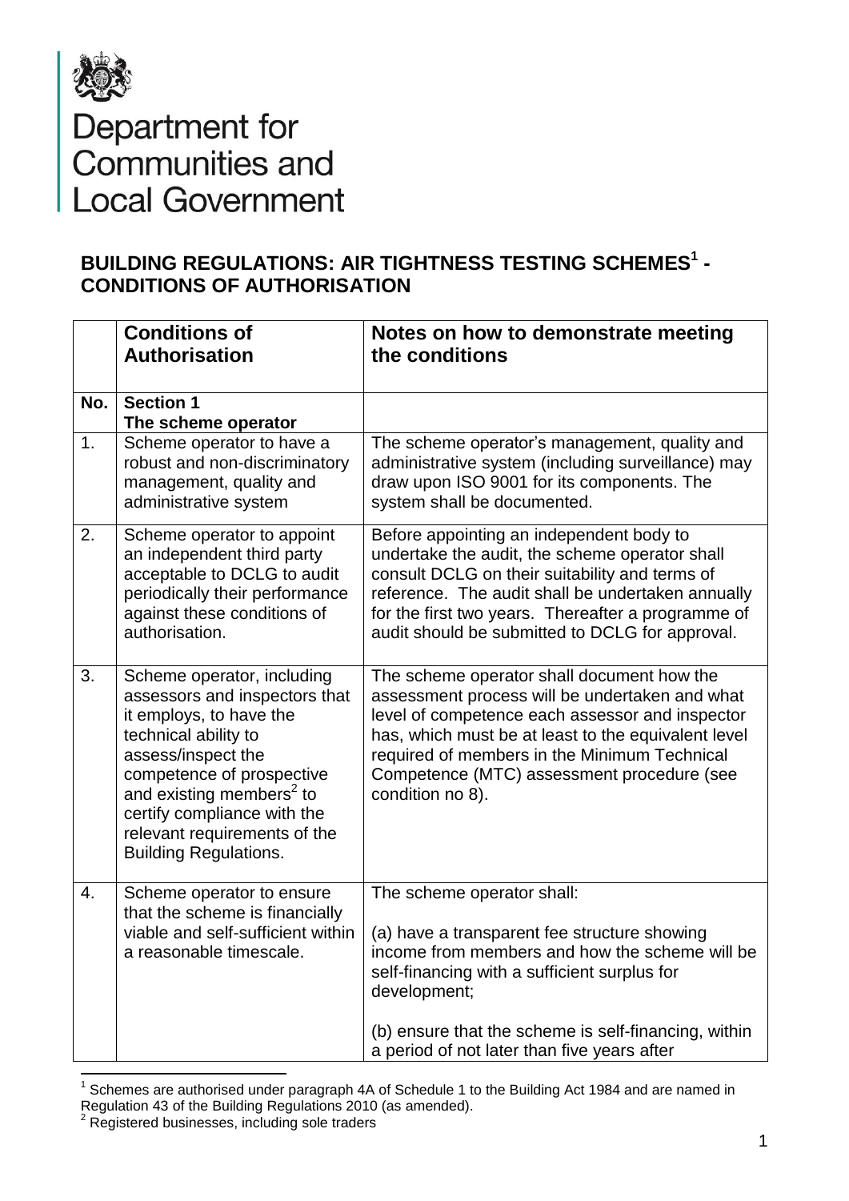Department for Communities and Local Government

## BUILDING REGULATIONS: AIR TIGHTNESS TESTING SCHEMES[1] - CONDITIONS OF AUTHORISATION

| | **Conditions of Authorisation** | **Notes on how to demonstrate meeting the conditions** |
|---|---|---|
| **No.** | **Section 1**<br>**The scheme operator** | |
| 1. | Scheme operator to have a robust and non-discriminatory management, quality and administrative system | The scheme operator's management, quality and administrative system (including surveillance) may draw upon ISO 9001 for its components. The system shall be documented. |
| 2. | Scheme operator to appoint an independent third party acceptable to DCLG to audit periodically their performance against these conditions of authorisation. | Before appointing an independent body to undertake the audit, the scheme operator shall consult DCLG on their suitability and terms of reference. The audit shall be undertaken annually for the first two years. Thereafter a programme of audit should be submitted to DCLG for approval. |
| 3. | Scheme operator, including assessors and inspectors that it employs, to have the technical ability to assess/inspect the competence of prospective and existing members[2] to certify compliance with the relevant requirements of the Building Regulations. | The scheme operator shall document how the assessment process will be undertaken and what level of competence each assessor and inspector has, which must be at least to the equivalent level required of members in the Minimum Technical Competence (MTC) assessment procedure (see condition no 8). |
| 4. | Scheme operator to ensure that the scheme is financially viable and self-sufficient within a reasonable timescale. | The scheme operator shall:<br><br>(a) have a transparent fee structure showing income from members and how the scheme will be self-financing with a sufficient surplus for development;<br><br>(b) ensure that the scheme is self-financing, within a period of not later than five years after |

[1] Schemes are authorised under paragraph 4A of Schedule 1 to the Building Act 1984 and are named in Regulation 43 of the Building Regulations 2010 (as amended).

[2] Registered businesses, including sole traders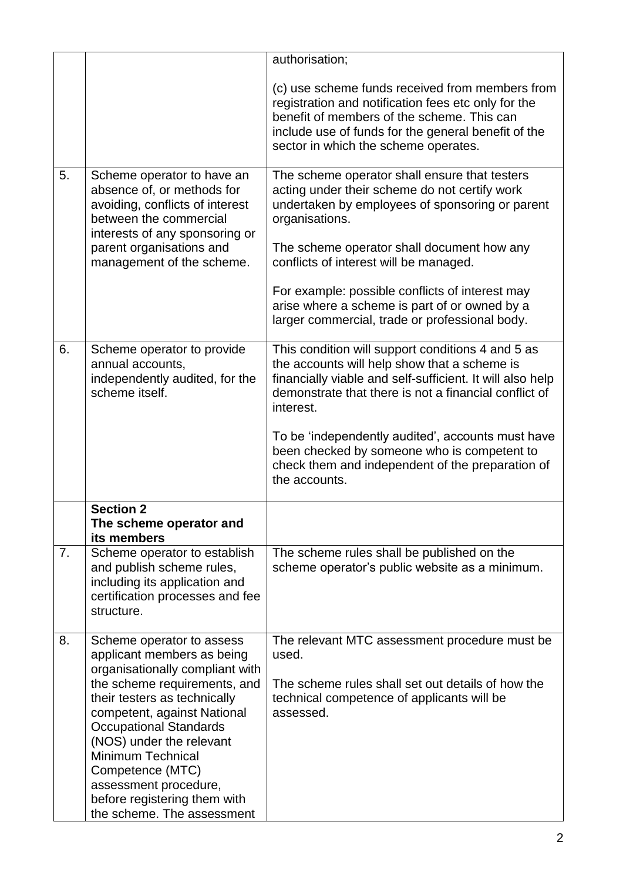| | | |
|---|---|---|
| | | authorisation;<br><br>(c) use scheme funds received from members from registration and notification fees etc only for the benefit of members of the scheme. This can include use of funds for the general benefit of the sector in which the scheme operates. |
| 5. | Scheme operator to have an absence of, or methods for avoiding, conflicts of interest between the commercial interests of any sponsoring or parent organisations and management of the scheme. | The scheme operator shall ensure that testers acting under their scheme do not certify work undertaken by employees of sponsoring or parent organisations.<br><br>The scheme operator shall document how any conflicts of interest will be managed.<br><br>For example: possible conflicts of interest may arise where a scheme is part of or owned by a larger commercial, trade or professional body. |
| 6. | Scheme operator to provide annual accounts, independently audited, for the scheme itself. | This condition will support conditions 4 and 5 as the accounts will help show that a scheme is financially viable and self-sufficient. It will also help demonstrate that there is not a financial conflict of interest.<br><br>To be 'independently audited', accounts must have been checked by someone who is competent to check them and independent of the preparation of the accounts. |
| | **Section 2**<br>**The scheme operator and its members** | |
| 7. | Scheme operator to establish and publish scheme rules, including its application and certification processes and fee structure. | The scheme rules shall be published on the scheme operator's public website as a minimum. |
| 8. | Scheme operator to assess applicant members as being organisationally compliant with the scheme requirements, and their testers as technically competent, against National Occupational Standards (NOS) under the relevant Minimum Technical Competence (MTC) assessment procedure, before registering them with the scheme. The assessment | The relevant MTC assessment procedure must be used.<br><br>The scheme rules shall set out details of how the technical competence of applicants will be assessed. |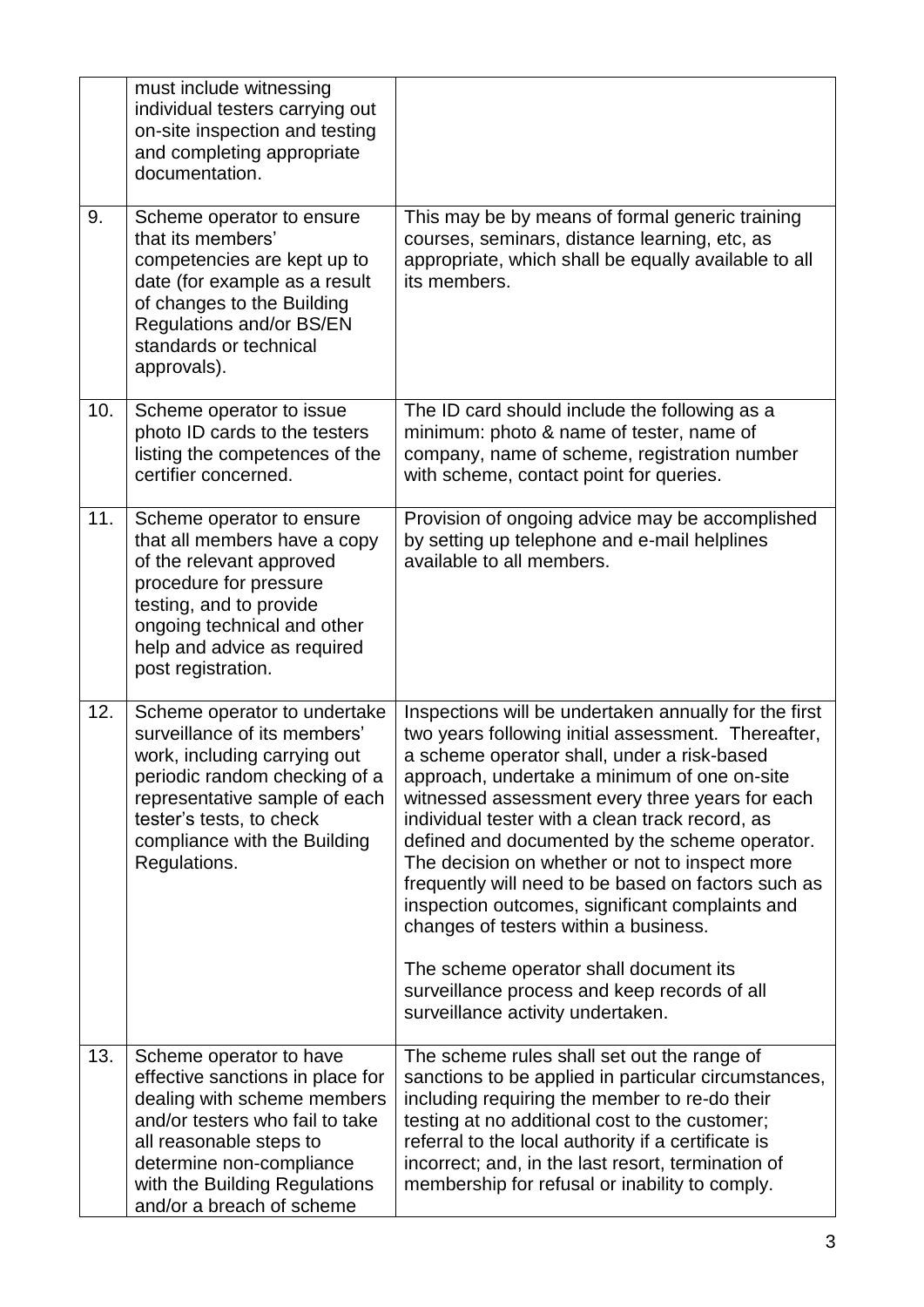| | | |
|---|---|---|
| | must include witnessing individual testers carrying out on-site inspection and testing and completing appropriate documentation. | |
| 9. | Scheme operator to ensure that its members' competencies are kept up to date (for example as a result of changes to the Building Regulations and/or BS/EN standards or technical approvals). | This may be by means of formal generic training courses, seminars, distance learning, etc, as appropriate, which shall be equally available to all its members. |
| 10. | Scheme operator to issue photo ID cards to the testers listing the competences of the certifier concerned. | The ID card should include the following as a minimum: photo & name of tester, name of company, name of scheme, registration number with scheme, contact point for queries. |
| 11. | Scheme operator to ensure that all members have a copy of the relevant approved procedure for pressure testing, and to provide ongoing technical and other help and advice as required post registration. | Provision of ongoing advice may be accomplished by setting up telephone and e-mail helplines available to all members. |
| 12. | Scheme operator to undertake surveillance of its members' work, including carrying out periodic random checking of a representative sample of each tester's tests, to check compliance with the Building Regulations. | Inspections will be undertaken annually for the first two years following initial assessment. Thereafter, a scheme operator shall, under a risk-based approach, undertake a minimum of one on-site witnessed assessment every three years for each individual tester with a clean track record, as defined and documented by the scheme operator. The decision on whether or not to inspect more frequently will need to be based on factors such as inspection outcomes, significant complaints and changes of testers within a business.<br><br>The scheme operator shall document its surveillance process and keep records of all surveillance activity undertaken. |
| 13. | Scheme operator to have effective sanctions in place for dealing with scheme members and/or testers who fail to take all reasonable steps to determine non-compliance with the Building Regulations and/or a breach of scheme | The scheme rules shall set out the range of sanctions to be applied in particular circumstances, including requiring the member to re-do their testing at no additional cost to the customer; referral to the local authority if a certificate is incorrect; and, in the last resort, termination of membership for refusal or inability to comply. |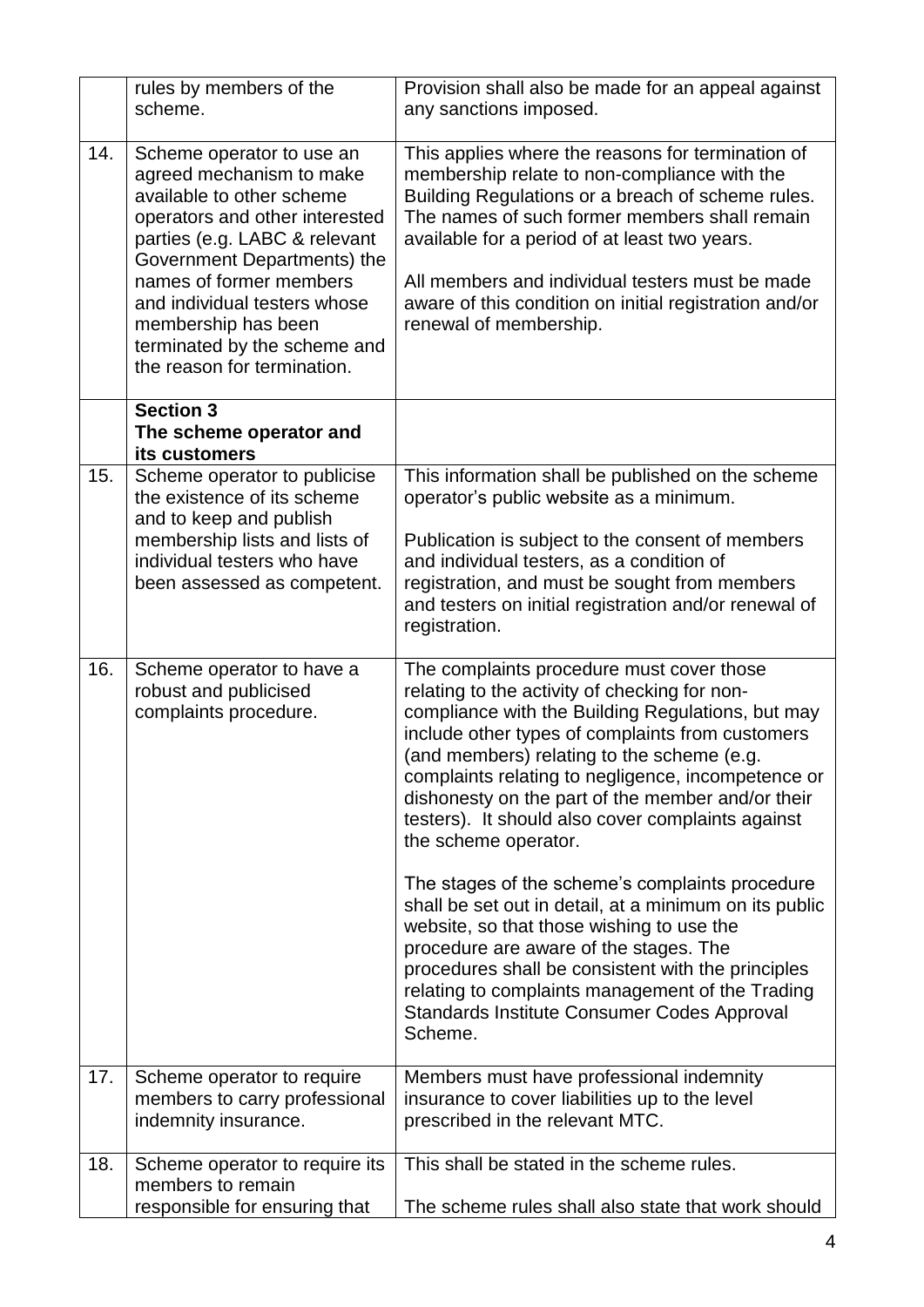| | | |
|---|---|---|
| | rules by members of the scheme. | Provision shall also be made for an appeal against any sanctions imposed. |
| 14. | Scheme operator to use an agreed mechanism to make available to other scheme operators and other interested parties (e.g. LABC & relevant Government Departments) the names of former members and individual testers whose membership has been terminated by the scheme and the reason for termination. | This applies where the reasons for termination of membership relate to non-compliance with the Building Regulations or a breach of scheme rules. The names of such former members shall remain available for a period of at least two years.<br><br>All members and individual testers must be made aware of this condition on initial registration and/or renewal of membership. |
| | **Section 3**<br>**The scheme operator and its customers** | |
| 15. | Scheme operator to publicise the existence of its scheme and to keep and publish membership lists and lists of individual testers who have been assessed as competent. | This information shall be published on the scheme operator's public website as a minimum.<br><br>Publication is subject to the consent of members and individual testers, as a condition of registration, and must be sought from members and testers on initial registration and/or renewal of registration. |
| 16. | Scheme operator to have a robust and publicised complaints procedure. | The complaints procedure must cover those relating to the activity of checking for non-compliance with the Building Regulations, but may include other types of complaints from customers (and members) relating to the scheme (e.g. complaints relating to negligence, incompetence or dishonesty on the part of the member and/or their testers). It should also cover complaints against the scheme operator.<br><br>The stages of the scheme's complaints procedure shall be set out in detail, at a minimum on its public website, so that those wishing to use the procedure are aware of the stages. The procedures shall be consistent with the principles relating to complaints management of the Trading Standards Institute Consumer Codes Approval Scheme. |
| 17. | Scheme operator to require members to carry professional indemnity insurance. | Members must have professional indemnity insurance to cover liabilities up to the level prescribed in the relevant MTC. |
| 18. | Scheme operator to require its members to remain responsible for ensuring that | This shall be stated in the scheme rules.<br><br>The scheme rules shall also state that work should |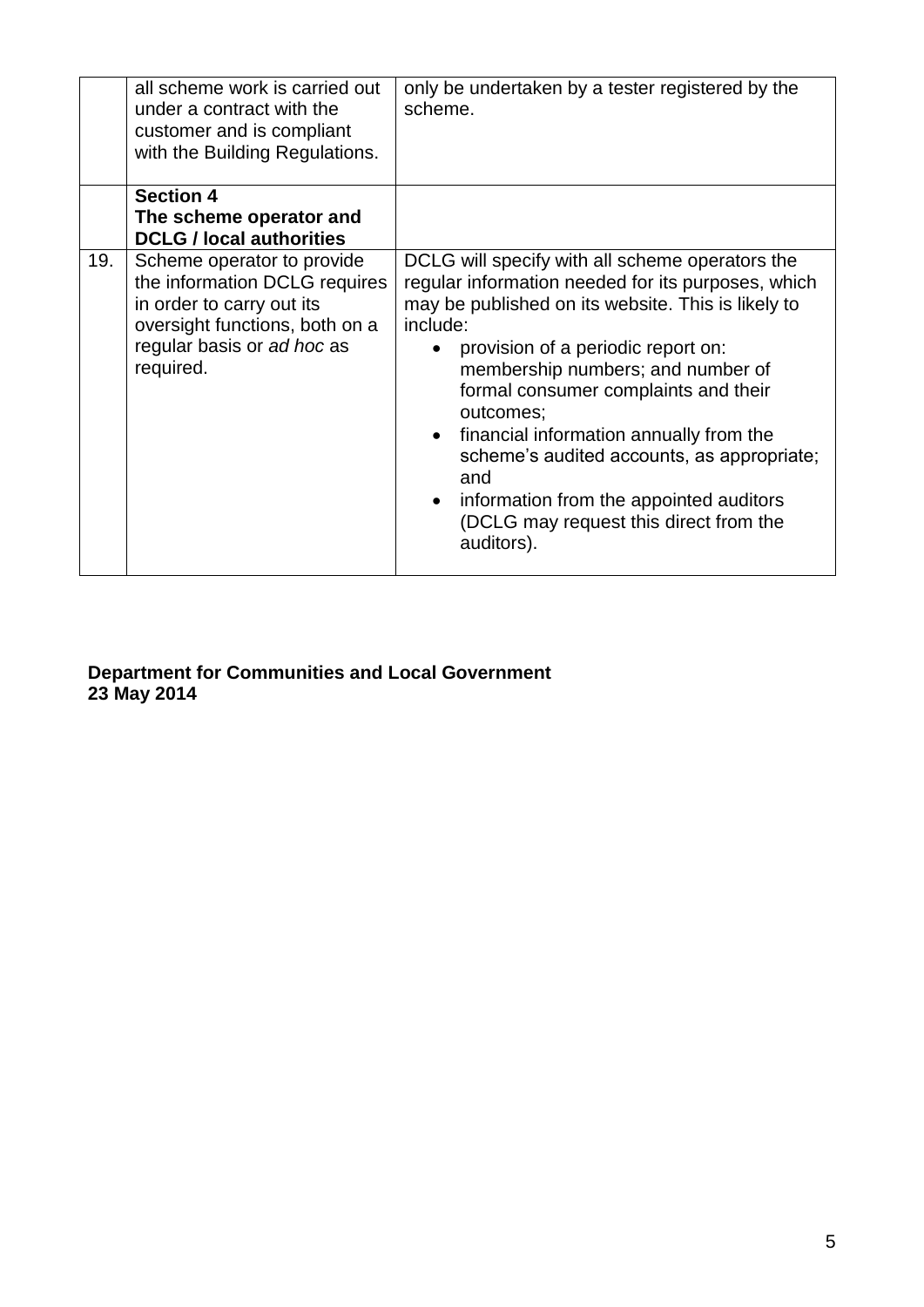| | | |
|---|---|---|
| | all scheme work is carried out under a contract with the customer and is compliant with the Building Regulations. | only be undertaken by a tester registered by the scheme. |
| | **Section 4 The scheme operator and DCLG / local authorities** | |
| 19. | Scheme operator to provide the information DCLG requires in order to carry out its oversight functions, both on a regular basis or *ad hoc* as required. | DCLG will specify with all scheme operators the regular information needed for its purposes, which may be published on its website. This is likely to include: <br>• provision of a periodic report on: membership numbers; and number of formal consumer complaints and their outcomes; <br>• financial information annually from the scheme's audited accounts, as appropriate; and <br>• information from the appointed auditors (DCLG may request this direct from the auditors). |

**Department for Communities and Local Government**
**23 May 2014**